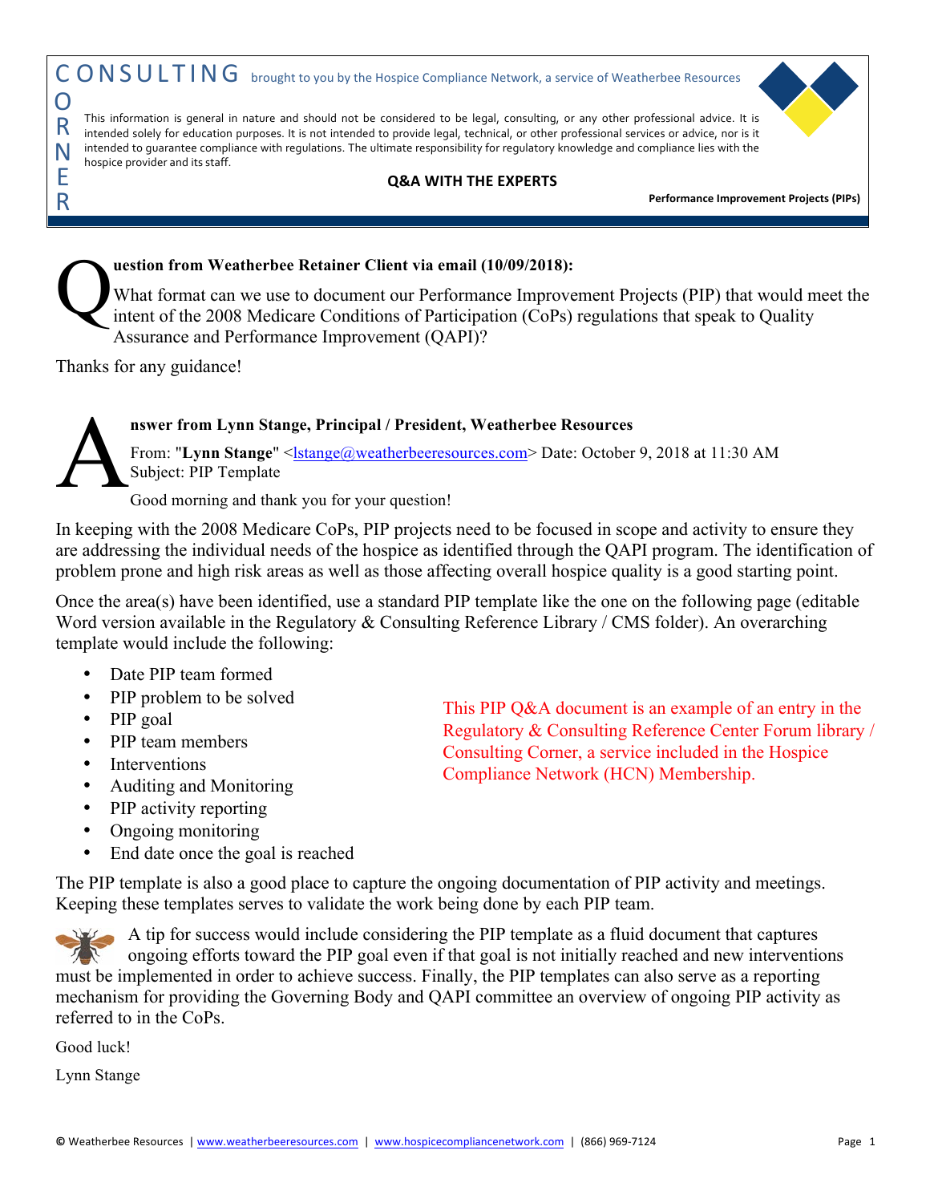# CONSULTING CORNER

brought to you by the Hospice Compliance Network, a service of Weatherbee Resources

This information is general in nature and should not be considered to be legal, consulting, or any other professional advice. It is intended solely for education purposes. It is not intended to provide legal, technical, or other professional services or advice, nor is it intended to guarantee compliance with regulations. The ultimate responsibility for regulatory knowledge and compliance lies with the hospice provider and its staff.

## Q&A WITH THE EXPERTS

**Performance Improvement Projects (PIPs)**

**Question from Weatherbee Retainer Client via email (10/09/2018):**

What format can we use to document our Performance Improvement Projects (PIP) that would meet the intent of the 2008 Medicare Conditions of Participation (CoPs) regulations that speak to Quality Assurance and Performance Improvement (QAPI)?

Thanks for any guidance!

**Answer from Lynn Stange, Principal / President, Weatherbee Resources**

From: "**Lynn Stange**" <lstange@weatherbeeresources.com> Date: October 9, 2018 at 11:30 AM
Subject: PIP Template

Good morning and thank you for your question!

In keeping with the 2008 Medicare CoPs, PIP projects need to be focused in scope and activity to ensure they are addressing the individual needs of the hospice as identified through the QAPI program. The identification of problem prone and high risk areas as well as those affecting overall hospice quality is a good starting point.

Once the area(s) have been identified, use a standard PIP template like the one on the following page (editable Word version available in the Regulatory & Consulting Reference Library / CMS folder). An overarching template would include the following:

- Date PIP team formed
- PIP problem to be solved
- PIP goal
- PIP team members
- Interventions
- Auditing and Monitoring
- PIP activity reporting
- Ongoing monitoring
- End date once the goal is reached

This PIP Q&A document is an example of an entry in the Regulatory & Consulting Reference Center Forum library / Consulting Corner, a service included in the Hospice Compliance Network (HCN) Membership.

The PIP template is also a good place to capture the ongoing documentation of PIP activity and meetings. Keeping these templates serves to validate the work being done by each PIP team.

A tip for success would include considering the PIP template as a fluid document that captures ongoing efforts toward the PIP goal even if that goal is not initially reached and new interventions must be implemented in order to achieve success. Finally, the PIP templates can also serve as a reporting mechanism for providing the Governing Body and QAPI committee an overview of ongoing PIP activity as referred to in the CoPs.

Good luck!

Lynn Stange

© Weatherbee Resources | www.weatherbeeresources.com | www.hospicecompliancenetwork.com | (866) 969-7124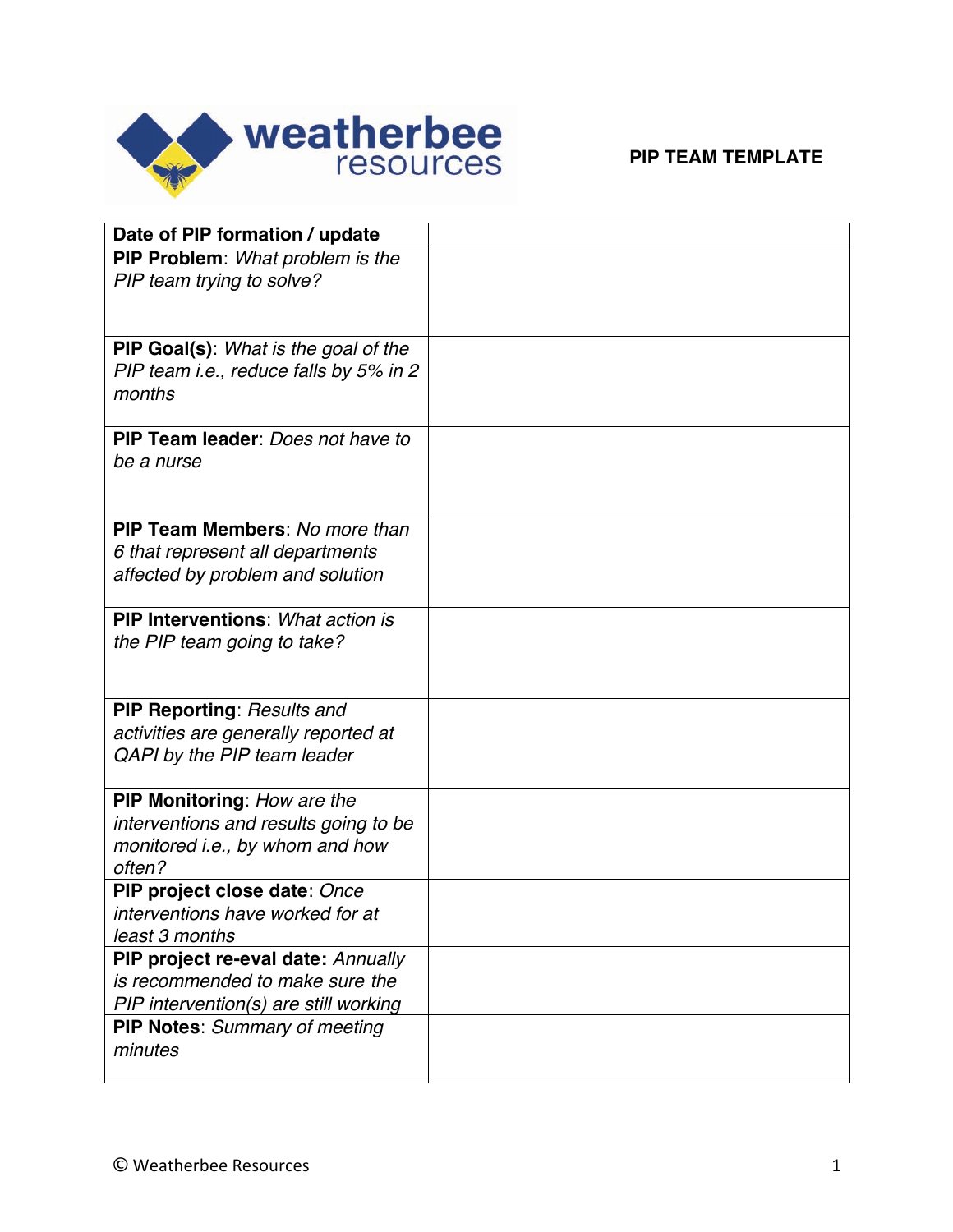weatherbee resources

**PIP TEAM TEMPLATE**

| | |
|---|---|
| **Date of PIP formation / update** | |
| **PIP Problem**: *What problem is the PIP team trying to solve?* | |
| **PIP Goal(s)**: *What is the goal of the PIP team i.e., reduce falls by 5% in 2 months* | |
| **PIP Team leader**: *Does not have to be a nurse* | |
| **PIP Team Members**: *No more than 6 that represent all departments affected by problem and solution* | |
| **PIP Interventions**: *What action is the PIP team going to take?* | |
| **PIP Reporting**: *Results and activities are generally reported at QAPI by the PIP team leader* | |
| **PIP Monitoring**: *How are the interventions and results going to be monitored i.e., by whom and how often?* | |
| **PIP project close date**: *Once interventions have worked for at least 3 months* | |
| **PIP project re-eval date:** *Annually is recommended to make sure the PIP intervention(s) are still working* | |
| **PIP Notes**: *Summary of meeting minutes* | |

© Weatherbee Resources